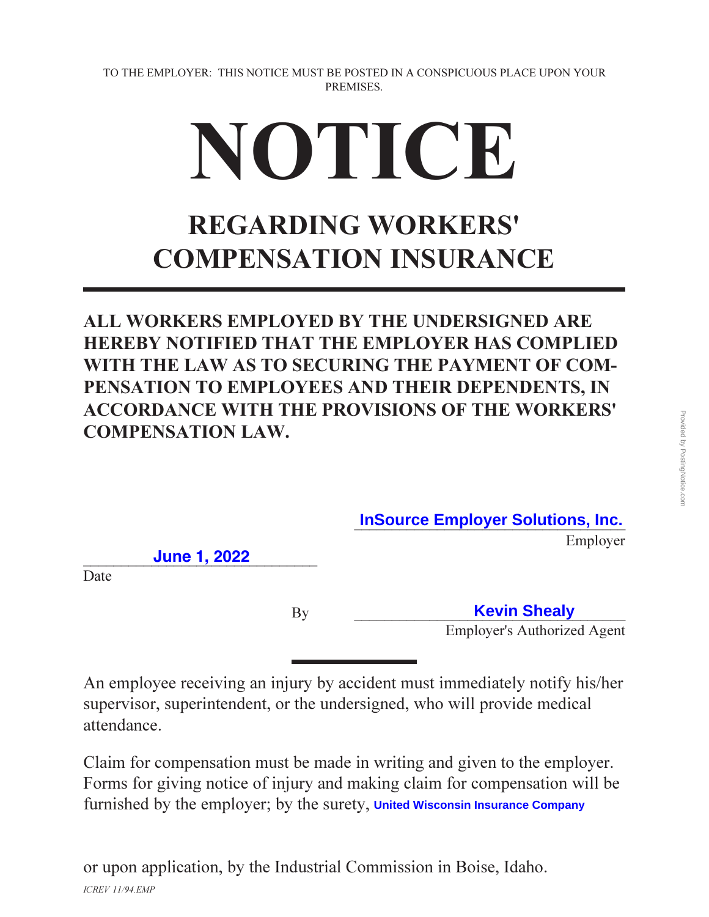TO THE EMPLOYER: THIS NOTICE MUST BE POSTED IN A CONSPICUOUS PLACE UPON YOUR PREMISES.

# NOTICE

## REGARDING WORKERS' COMPENSATION INSURANCE

**ALL WORKERS EMPLOYED BY THE UNDERSIGNED ARE HEREBY NOTIFIED THAT THE EMPLOYER HAS COMPLIED WITH THE LAW AS TO SECURING THE PAYMENT OF COMPENSATION TO EMPLOYEES AND THEIR DEPENDENTS, IN ACCORDANCE WITH THE PROVISIONS OF THE WORKERS' COMPENSATION LAW.**

**InSource Employer Solutions, Inc.**
Employer

**June 1, 2022**
Date

By **Kevin Shealy**
Employer's Authorized Agent

---

An employee receiving an injury by accident must immediately notify his/her supervisor, superintendent, or the undersigned, who will provide medical attendance.

Claim for compensation must be made in writing and given to the employer. Forms for giving notice of injury and making claim for compensation will be furnished by the employer; by the surety, **United Wisconsin Insurance Company**

or upon application, by the Industrial Commission in Boise, Idaho.

*ICREV 11/94.EMP*

Provided by PostingNotice.com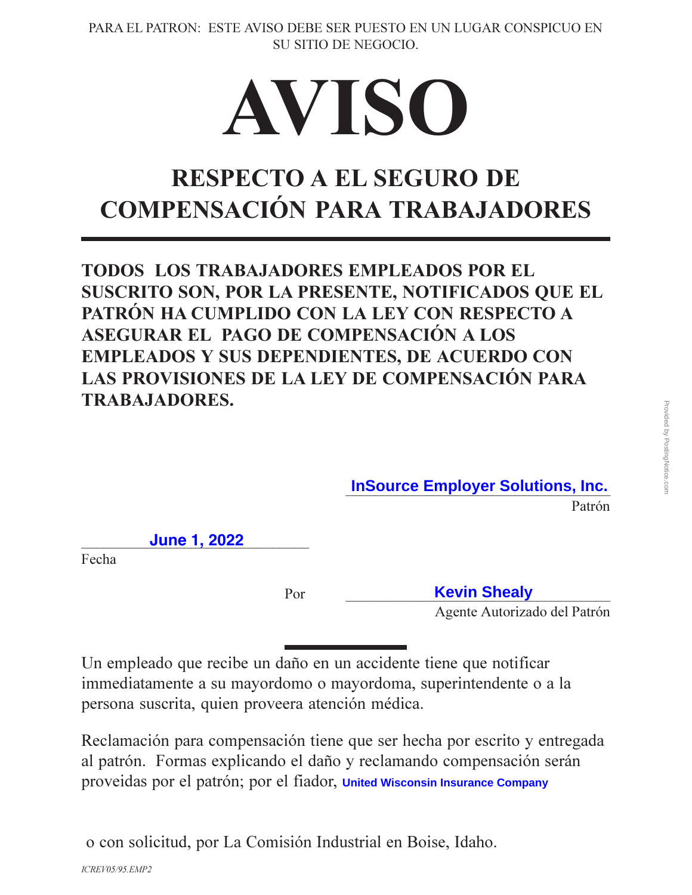PARA EL PATRON: ESTE AVISO DEBE SER PUESTO EN UN LUGAR CONSPICUO EN SU SITIO DE NEGOCIO.

# AVISO

## RESPECTO A EL SEGURO DE COMPENSACIÓN PARA TRABAJADORES

**TODOS LOS TRABAJADORES EMPLEADOS POR EL SUSCRITO SON, POR LA PRESENTE, NOTIFICADOS QUE EL PATRÓN HA CUMPLIDO CON LA LEY CON RESPECTO A ASEGURAR EL PAGO DE COMPENSACIÓN A LOS EMPLEADOS Y SUS DEPENDIENTES, DE ACUERDO CON LAS PROVISIONES DE LA LEY DE COMPENSACIÓN PARA TRABAJADORES.**

InSource Employer Solutions, Inc.
Patrón

June 1, 2022
Fecha

Por Kevin Shealy
Agente Autorizado del Patrón

Un empleado que recibe un daño en un accidente tiene que notificar immediatamente a su mayordomo o mayordoma, superintendente o a la persona suscrita, quien proveera atención médica.

Reclamación para compensación tiene que ser hecha por escrito y entregada al patrón. Formas explicando el daño y reclamando compensación serán proveidas por el patrón; por el fiador, United Wisconsin Insurance Company

o con solicitud, por La Comisión Industrial en Boise, Idaho.

*ICREV05/95.EMP2*

Provided by PostingNotice.com